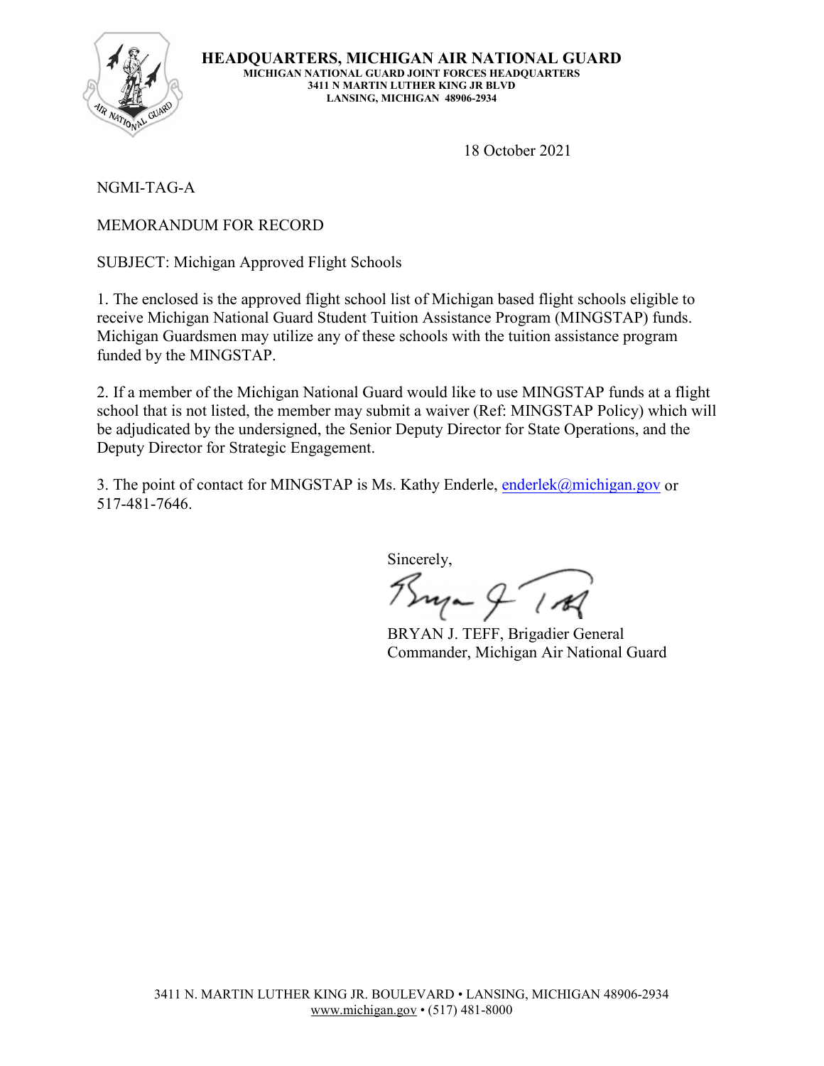**HEADQUARTERS, MICHIGAN AIR NATIONAL GUARD**
**MICHIGAN NATIONAL GUARD JOINT FORCES HEADQUARTERS**
**3411 N MARTIN LUTHER KING JR BLVD**
**LANSING, MICHIGAN 48906-2934**

18 October 2021

NGMI-TAG-A

MEMORANDUM FOR RECORD

SUBJECT: Michigan Approved Flight Schools

1. The enclosed is the approved flight school list of Michigan based flight schools eligible to receive Michigan National Guard Student Tuition Assistance Program (MINGSTAP) funds. Michigan Guardsmen may utilize any of these schools with the tuition assistance program funded by the MINGSTAP.

2. If a member of the Michigan National Guard would like to use MINGSTAP funds at a flight school that is not listed, the member may submit a waiver (Ref: MINGSTAP Policy) which will be adjudicated by the undersigned, the Senior Deputy Director for State Operations, and the Deputy Director for Strategic Engagement.

3. The point of contact for MINGSTAP is Ms. Kathy Enderle, enderlek@michigan.gov or 517-481-7646.

Sincerely,

BRYAN J. TEFF, Brigadier General
Commander, Michigan Air National Guard

3411 N. MARTIN LUTHER KING JR. BOULEVARD • LANSING, MICHIGAN 48906-2934
www.michigan.gov • (517) 481-8000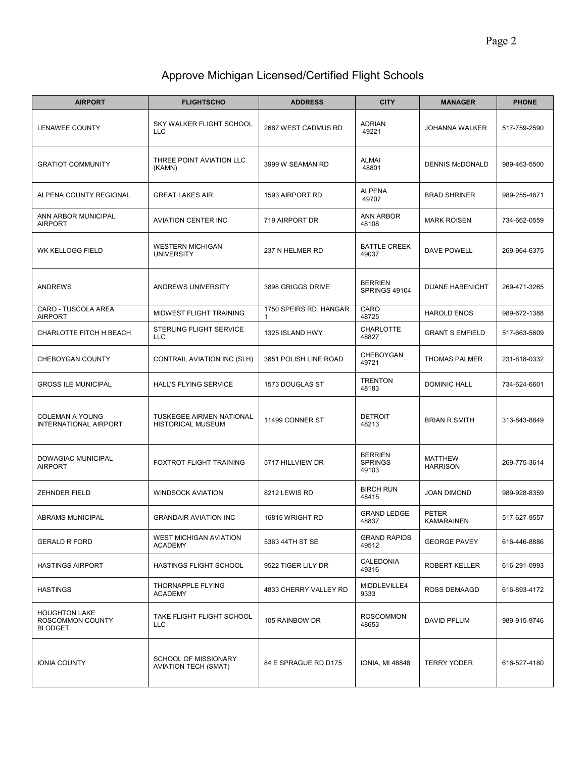# Approve Michigan Licensed/Certified Flight Schools

| AIRPORT | FLIGHTSCHO | ADDRESS | CITY | MANAGER | PHONE |
|---|---|---|---|---|---|
| LENAWEE COUNTY | SKY WALKER FLIGHT SCHOOL LLC | 2667 WEST CADMUS RD | ADRIAN 49221 | JOHANNA WALKER | 517-759-2590 |
| GRATIOT COMMUNITY | THREE POINT AVIATION LLC (KAMN) | 3999 W SEAMAN RD | ALMAI 48801 | DENNIS McDONALD | 989-463-5500 |
| ALPENA COUNTY REGIONAL | GREAT LAKES AIR | 1593 AIRPORT RD | ALPENA 49707 | BRAD SHRINER | 989-255-4871 |
| ANN ARBOR MUNICIPAL AIRPORT | AVIATION CENTER INC | 719 AIRPORT DR | ANN ARBOR 48108 | MARK ROISEN | 734-662-0559 |
| WK KELLOGG FIELD | WESTERN MICHIGAN UNIVERSITY | 237 N HELMER RD | BATTLE CREEK 49037 | DAVE POWELL | 269-964-6375 |
| ANDREWS | ANDREWS UNIVERSITY | 3898 GRIGGS DRIVE | BERRIEN SPRINGS 49104 | DUANE HABENICHT | 269-471-3265 |
| CARO - TUSCOLA AREA AIRPORT | MIDWEST FLIGHT TRAINING | 1750 SPEIRS RD, HANGAR 1 | CARO 48725 | HAROLD ENOS | 989-672-1388 |
| CHARLOTTE FITCH H BEACH | STERLING FLIGHT SERVICE LLC | 1325 ISLAND HWY | CHARLOTTE 48827 | GRANT S EMFIELD | 517-663-5609 |
| CHEBOYGAN COUNTY | CONTRAIL AVIATION INC (SLH) | 3651 POLISH LINE ROAD | CHEBOYGAN 49721 | THOMAS PALMER | 231-818-0332 |
| GROSS ILE MUNICIPAL | HALL'S FLYING SERVICE | 1573 DOUGLAS ST | TRENTON 48183 | DOMINIC HALL | 734-624-6601 |
| COLEMAN A YOUNG INTERNATIONAL AIRPORT | TUSKEGEE AIRMEN NATIONAL HISTORICAL MUSEUM | 11499 CONNER ST | DETROIT 48213 | BRIAN R SMITH | 313-843-8849 |
| DOWAGIAC MUNICIPAL AIRPORT | FOXTROT FLIGHT TRAINING | 5717 HILLVIEW DR | BERRIEN SPRINGS 49103 | MATTHEW HARRISON | 269-775-3614 |
| ZEHNDER FIELD | WINDSOCK AVIATION | 8212 LEWIS RD | BIRCH RUN 48415 | JOAN DIMOND | 989-928-8359 |
| ABRAMS MUNICIPAL | GRANDAIR AVIATION INC | 16815 WRIGHT RD | GRAND LEDGE 48837 | PETER KAMARAINEN | 517-627-9557 |
| GERALD R FORD | WEST MICHIGAN AVIATION ACADEMY | 5363 44TH ST SE | GRAND RAPIDS 49512 | GEORGE PAVEY | 616-446-8886 |
| HASTINGS AIRPORT | HASTINGS FLIGHT SCHOOL | 9522 TIGER LILY DR | CALEDONIA 49316 | ROBERT KELLER | 616-291-0993 |
| HASTINGS | THORNAPPLE FLYING ACADEMY | 4833 CHERRY VALLEY RD | MIDDLEVILLE4 9333 | ROSS DEMAAGD | 616-893-4172 |
| HOUGHTON LAKE ROSCOMMON COUNTY BLODGET | TAKE FLIGHT FLIGHT SCHOOL LLC | 105 RAINBOW DR | ROSCOMMON 48653 | DAVID PFLUM | 989-915-9746 |
| IONIA COUNTY | SCHOOL OF MISSIONARY AVIATION TECH (SMAT) | 84 E SPRAGUE RD D175 | IONIA, MI 48846 | TERRY YODER | 616-527-4180 |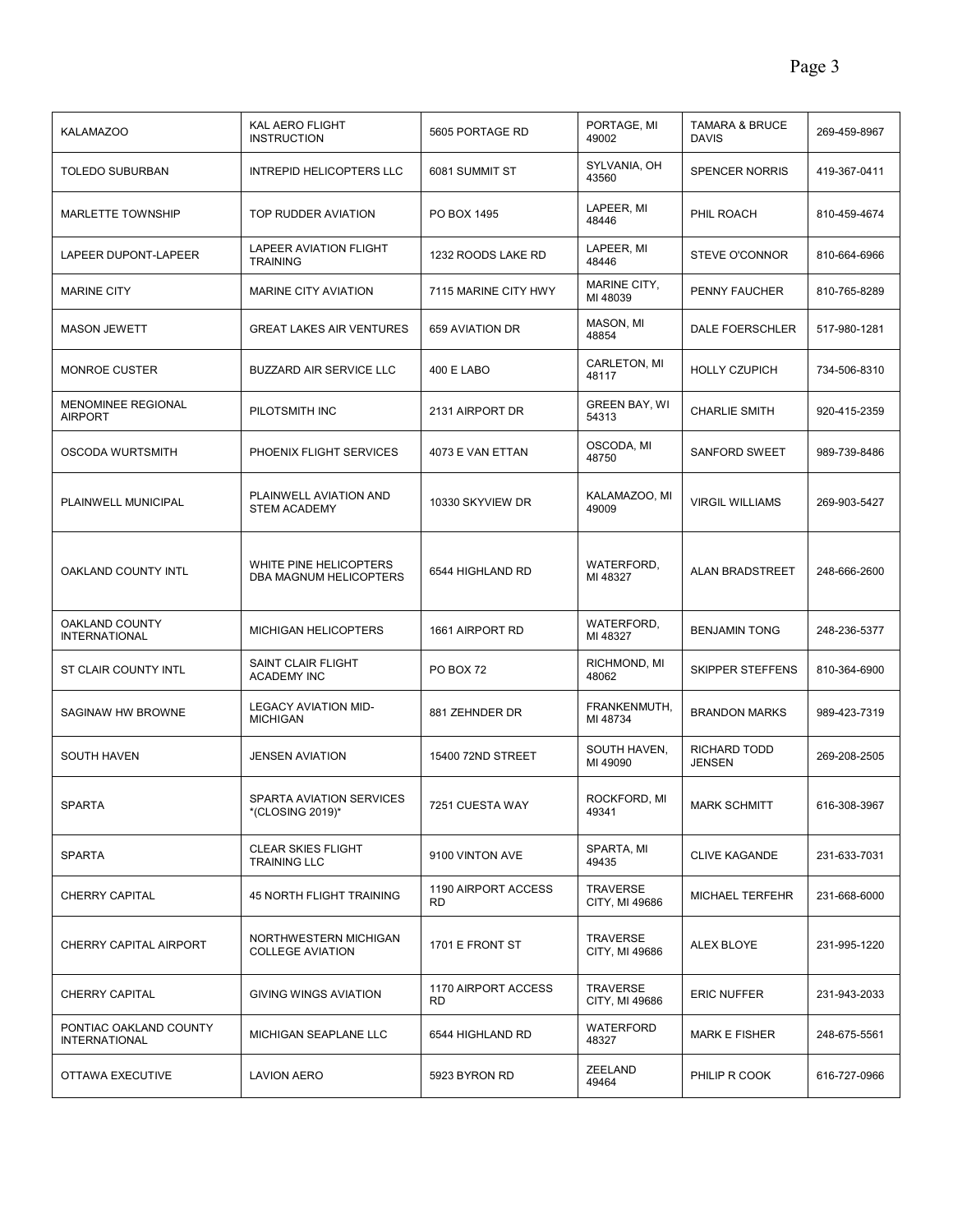| KALAMAZOO | KAL AERO FLIGHT INSTRUCTION | 5605 PORTAGE RD | PORTAGE, MI 49002 | TAMARA & BRUCE DAVIS | 269-459-8967 |
|---|---|---|---|---|---|
| TOLEDO SUBURBAN | INTREPID HELICOPTERS LLC | 6081 SUMMIT ST | SYLVANIA, OH 43560 | SPENCER NORRIS | 419-367-0411 |
| MARLETTE TOWNSHIP | TOP RUDDER AVIATION | PO BOX 1495 | LAPEER, MI 48446 | PHIL ROACH | 810-459-4674 |
| LAPEER DUPONT-LAPEER | LAPEER AVIATION FLIGHT TRAINING | 1232 ROODS LAKE RD | LAPEER, MI 48446 | STEVE O'CONNOR | 810-664-6966 |
| MARINE CITY | MARINE CITY AVIATION | 7115 MARINE CITY HWY | MARINE CITY, MI 48039 | PENNY FAUCHER | 810-765-8289 |
| MASON JEWETT | GREAT LAKES AIR VENTURES | 659 AVIATION DR | MASON, MI 48854 | DALE FOERSCHLER | 517-980-1281 |
| MONROE CUSTER | BUZZARD AIR SERVICE LLC | 400 E LABO | CARLETON, MI 48117 | HOLLY CZUPICH | 734-506-8310 |
| MENOMINEE REGIONAL AIRPORT | PILOTSMITH INC | 2131 AIRPORT DR | GREEN BAY, WI 54313 | CHARLIE SMITH | 920-415-2359 |
| OSCODA WURTSMITH | PHOENIX FLIGHT SERVICES | 4073 E VAN ETTAN | OSCODA, MI 48750 | SANFORD SWEET | 989-739-8486 |
| PLAINWELL MUNICIPAL | PLAINWELL AVIATION AND STEM ACADEMY | 10330 SKYVIEW DR | KALAMAZOO, MI 49009 | VIRGIL WILLIAMS | 269-903-5427 |
| OAKLAND COUNTY INTL | WHITE PINE HELICOPTERS DBA MAGNUM HELICOPTERS | 6544 HIGHLAND RD | WATERFORD, MI 48327 | ALAN BRADSTREET | 248-666-2600 |
| OAKLAND COUNTY INTERNATIONAL | MICHIGAN HELICOPTERS | 1661 AIRPORT RD | WATERFORD, MI 48327 | BENJAMIN TONG | 248-236-5377 |
| ST CLAIR COUNTY INTL | SAINT CLAIR FLIGHT ACADEMY INC | PO BOX 72 | RICHMOND, MI 48062 | SKIPPER STEFFENS | 810-364-6900 |
| SAGINAW HW BROWNE | LEGACY AVIATION MID-MICHIGAN | 881 ZEHNDER DR | FRANKENMUTH, MI 48734 | BRANDON MARKS | 989-423-7319 |
| SOUTH HAVEN | JENSEN AVIATION | 15400 72ND STREET | SOUTH HAVEN, MI 49090 | RICHARD TODD JENSEN | 269-208-2505 |
| SPARTA | SPARTA AVIATION SERVICES *(CLOSING 2019)* | 7251 CUESTA WAY | ROCKFORD, MI 49341 | MARK SCHMITT | 616-308-3967 |
| SPARTA | CLEAR SKIES FLIGHT TRAINING LLC | 9100 VINTON AVE | SPARTA, MI 49435 | CLIVE KAGANDE | 231-633-7031 |
| CHERRY CAPITAL | 45 NORTH FLIGHT TRAINING | 1190 AIRPORT ACCESS RD | TRAVERSE CITY, MI 49686 | MICHAEL TERFEHR | 231-668-6000 |
| CHERRY CAPITAL AIRPORT | NORTHWESTERN MICHIGAN COLLEGE AVIATION | 1701 E FRONT ST | TRAVERSE CITY, MI 49686 | ALEX BLOYE | 231-995-1220 |
| CHERRY CAPITAL | GIVING WINGS AVIATION | 1170 AIRPORT ACCESS RD | TRAVERSE CITY, MI 49686 | ERIC NUFFER | 231-943-2033 |
| PONTIAC OAKLAND COUNTY INTERNATIONAL | MICHIGAN SEAPLANE LLC | 6544 HIGHLAND RD | WATERFORD 48327 | MARK E FISHER | 248-675-5561 |
| OTTAWA EXECUTIVE | LAVION AERO | 5923 BYRON RD | ZEELAND 49464 | PHILIP R COOK | 616-727-0966 |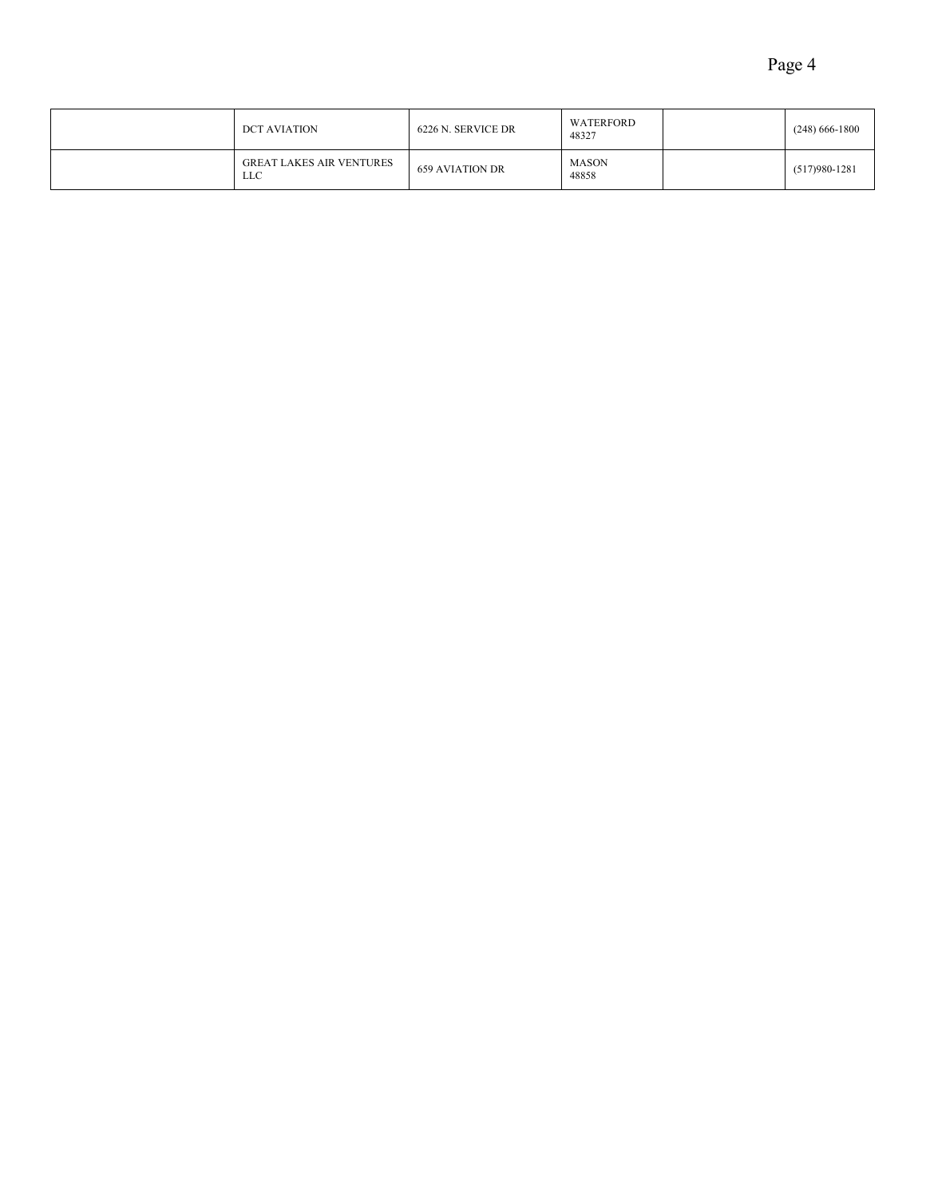| | | | | | |
|---|---|---|---|---|---|
| | DCT AVIATION | 6226 N. SERVICE DR | WATERFORD 48327 | | (248) 666-1800 |
| | GREAT LAKES AIR VENTURES LLC | 659 AVIATION DR | MASON 48858 | | (517)980-1281 |